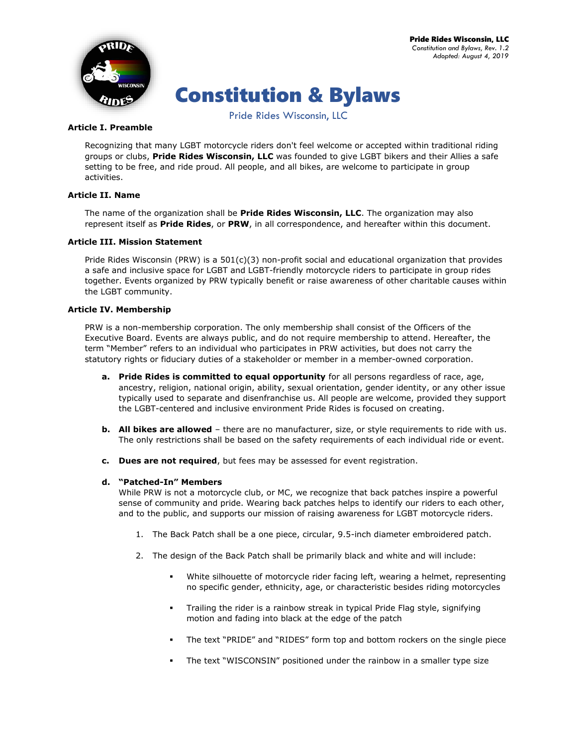Pride Rides Wisconsin, LLC
*Constitution and Bylaws, Rev. 1.2*
*Adopted: August 4, 2019*

# Constitution & Bylaws

Pride Rides Wisconsin, LLC

## Article I. Preamble

Recognizing that many LGBT motorcycle riders don't feel welcome or accepted within traditional riding groups or clubs, **Pride Rides Wisconsin, LLC** was founded to give LGBT bikers and their Allies a safe setting to be free, and ride proud. All people, and all bikes, are welcome to participate in group activities.

## Article II. Name

The name of the organization shall be **Pride Rides Wisconsin, LLC**. The organization may also represent itself as **Pride Rides**, or **PRW**, in all correspondence, and hereafter within this document.

## Article III. Mission Statement

Pride Rides Wisconsin (PRW) is a 501(c)(3) non-profit social and educational organization that provides a safe and inclusive space for LGBT and LGBT-friendly motorcycle riders to participate in group rides together. Events organized by PRW typically benefit or raise awareness of other charitable causes within the LGBT community.

## Article IV. Membership

PRW is a non-membership corporation. The only membership shall consist of the Officers of the Executive Board. Events are always public, and do not require membership to attend. Hereafter, the term "Member" refers to an individual who participates in PRW activities, but does not carry the statutory rights or fiduciary duties of a stakeholder or member in a member-owned corporation.

a. **Pride Rides is committed to equal opportunity** for all persons regardless of race, age, ancestry, religion, national origin, ability, sexual orientation, gender identity, or any other issue typically used to separate and disenfranchise us. All people are welcome, provided they support the LGBT-centered and inclusive environment Pride Rides is focused on creating.

b. **All bikes are allowed** – there are no manufacturer, size, or style requirements to ride with us. The only restrictions shall be based on the safety requirements of each individual ride or event.

c. **Dues are not required**, but fees may be assessed for event registration.

d. **"Patched-In" Members**
While PRW is not a motorcycle club, or MC, we recognize that back patches inspire a powerful sense of community and pride. Wearing back patches helps to identify our riders to each other, and to the public, and supports our mission of raising awareness for LGBT motorcycle riders.

1. The Back Patch shall be a one piece, circular, 9.5-inch diameter embroidered patch.

2. The design of the Back Patch shall be primarily black and white and will include:

    - White silhouette of motorcycle rider facing left, wearing a helmet, representing no specific gender, ethnicity, age, or characteristic besides riding motorcycles
    - Trailing the rider is a rainbow streak in typical Pride Flag style, signifying motion and fading into black at the edge of the patch
    - The text "PRIDE" and "RIDES" form top and bottom rockers on the single piece
    - The text "WISCONSIN" positioned under the rainbow in a smaller type size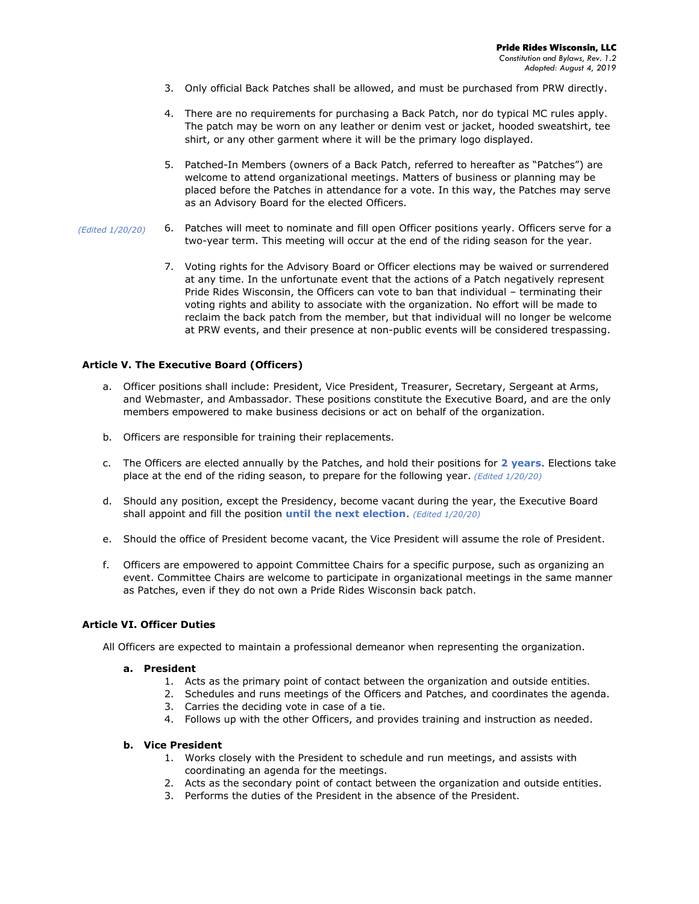3. Only official Back Patches shall be allowed, and must be purchased from PRW directly.

4. There are no requirements for purchasing a Back Patch, nor do typical MC rules apply. The patch may be worn on any leather or denim vest or jacket, hooded sweatshirt, tee shirt, or any other garment where it will be the primary logo displayed.

5. Patched-In Members (owners of a Back Patch, referred to hereafter as "Patches") are welcome to attend organizational meetings. Matters of business or planning may be placed before the Patches in attendance for a vote. In this way, the Patches may serve as an Advisory Board for the elected Officers.

6. *(Edited 1/20/20)* Patches will meet to nominate and fill open Officer positions yearly. Officers serve for a two-year term. This meeting will occur at the end of the riding season for the year.

7. Voting rights for the Advisory Board or Officer elections may be waived or surrendered at any time. In the unfortunate event that the actions of a Patch negatively represent Pride Rides Wisconsin, the Officers can vote to ban that individual – terminating their voting rights and ability to associate with the organization. No effort will be made to reclaim the back patch from the member, but that individual will no longer be welcome at PRW events, and their presence at non-public events will be considered trespassing.

### Article V. The Executive Board (Officers)

a. Officer positions shall include: President, Vice President, Treasurer, Secretary, Sergeant at Arms, and Webmaster, and Ambassador. These positions constitute the Executive Board, and are the only members empowered to make business decisions or act on behalf of the organization.

b. Officers are responsible for training their replacements.

c. The Officers are elected annually by the Patches, and hold their positions for **2 years**. Elections take place at the end of the riding season, to prepare for the following year. *(Edited 1/20/20)*

d. Should any position, except the Presidency, become vacant during the year, the Executive Board shall appoint and fill the position **until the next election**. *(Edited 1/20/20)*

e. Should the office of President become vacant, the Vice President will assume the role of President.

f. Officers are empowered to appoint Committee Chairs for a specific purpose, such as organizing an event. Committee Chairs are welcome to participate in organizational meetings in the same manner as Patches, even if they do not own a Pride Rides Wisconsin back patch.

### Article VI. Officer Duties

All Officers are expected to maintain a professional demeanor when representing the organization.

**a. President**

1. Acts as the primary point of contact between the organization and outside entities.
2. Schedules and runs meetings of the Officers and Patches, and coordinates the agenda.
3. Carries the deciding vote in case of a tie.
4. Follows up with the other Officers, and provides training and instruction as needed.

**b. Vice President**

1. Works closely with the President to schedule and run meetings, and assists with coordinating an agenda for the meetings.
2. Acts as the secondary point of contact between the organization and outside entities.
3. Performs the duties of the President in the absence of the President.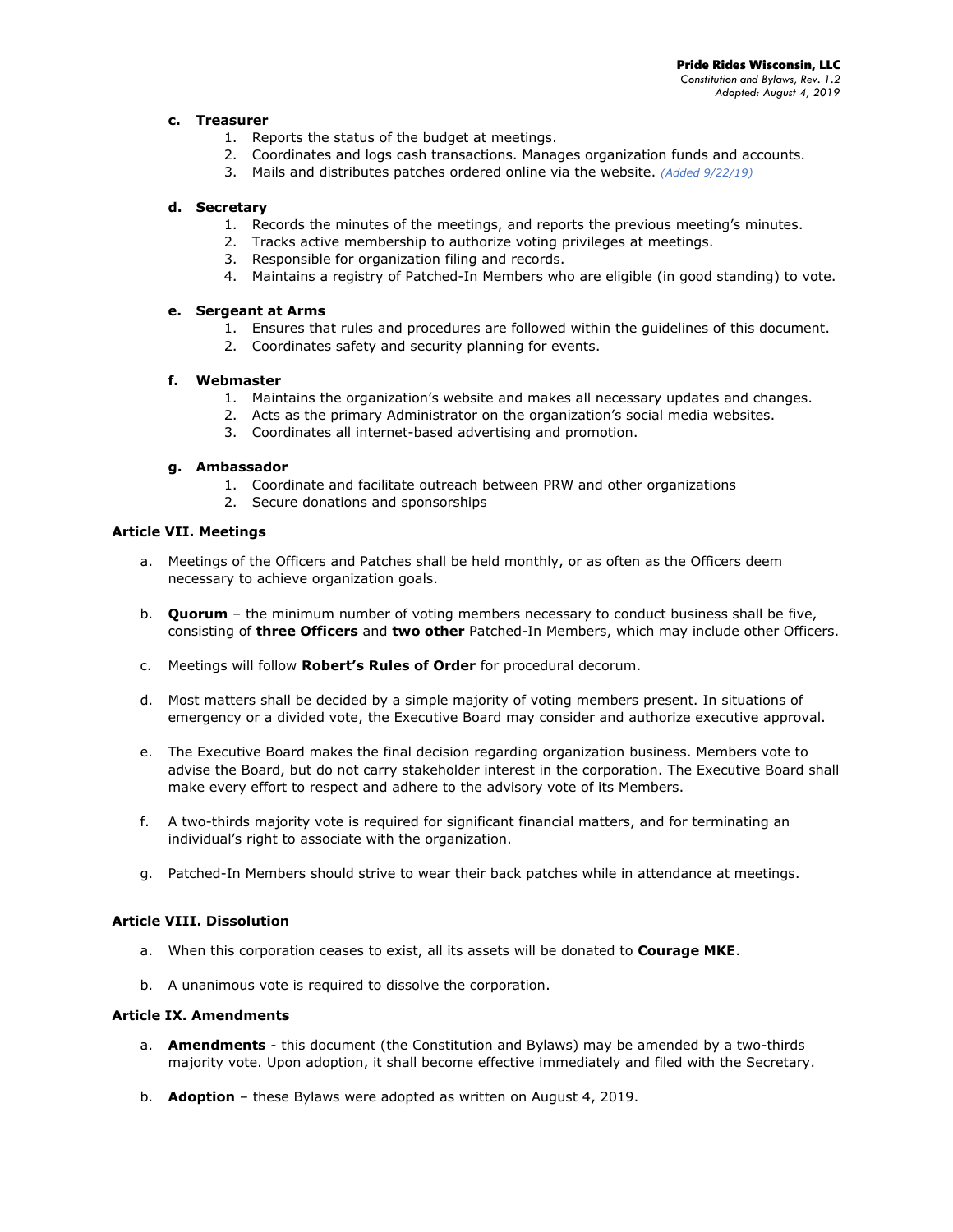**c. Treasurer**

1. Reports the status of the budget at meetings.
2. Coordinates and logs cash transactions. Manages organization funds and accounts.
3. Mails and distributes patches ordered online via the website. *(Added 9/22/19)*

**d. Secretary**

1. Records the minutes of the meetings, and reports the previous meeting's minutes.
2. Tracks active membership to authorize voting privileges at meetings.
3. Responsible for organization filing and records.
4. Maintains a registry of Patched-In Members who are eligible (in good standing) to vote.

**e. Sergeant at Arms**

1. Ensures that rules and procedures are followed within the guidelines of this document.
2. Coordinates safety and security planning for events.

**f. Webmaster**

1. Maintains the organization's website and makes all necessary updates and changes.
2. Acts as the primary Administrator on the organization's social media websites.
3. Coordinates all internet-based advertising and promotion.

**g. Ambassador**

1. Coordinate and facilitate outreach between PRW and other organizations
2. Secure donations and sponsorships

## Article VII. Meetings

a. Meetings of the Officers and Patches shall be held monthly, or as often as the Officers deem necessary to achieve organization goals.

b. **Quorum** – the minimum number of voting members necessary to conduct business shall be five, consisting of **three Officers** and **two other** Patched-In Members, which may include other Officers.

c. Meetings will follow **Robert's Rules of Order** for procedural decorum.

d. Most matters shall be decided by a simple majority of voting members present. In situations of emergency or a divided vote, the Executive Board may consider and authorize executive approval.

e. The Executive Board makes the final decision regarding organization business. Members vote to advise the Board, but do not carry stakeholder interest in the corporation. The Executive Board shall make every effort to respect and adhere to the advisory vote of its Members.

f. A two-thirds majority vote is required for significant financial matters, and for terminating an individual's right to associate with the organization.

g. Patched-In Members should strive to wear their back patches while in attendance at meetings.

## Article VIII. Dissolution

a. When this corporation ceases to exist, all its assets will be donated to **Courage MKE**.

b. A unanimous vote is required to dissolve the corporation.

## Article IX. Amendments

a. **Amendments** - this document (the Constitution and Bylaws) may be amended by a two-thirds majority vote. Upon adoption, it shall become effective immediately and filed with the Secretary.

b. **Adoption** – these Bylaws were adopted as written on August 4, 2019.